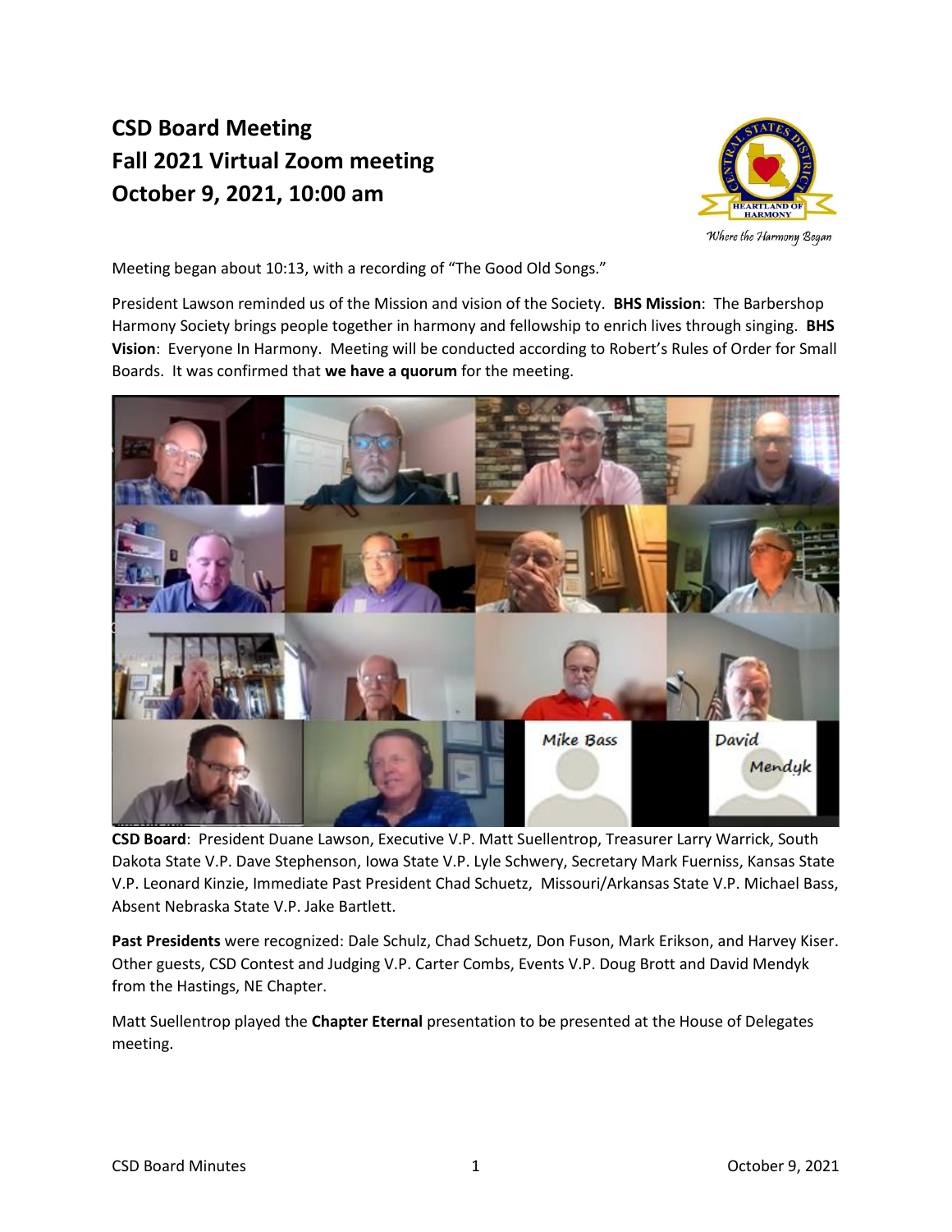# CSD Board Meeting
# Fall 2021 Virtual Zoom meeting
# October 9, 2021, 10:00 am

Meeting began about 10:13, with a recording of "The Good Old Songs."

President Lawson reminded us of the Mission and vision of the Society. **BHS Mission**: The Barbershop Harmony Society brings people together in harmony and fellowship to enrich lives through singing. **BHS Vision**: Everyone In Harmony. Meeting will be conducted according to Robert's Rules of Order for Small Boards. It was confirmed that **we have a quorum** for the meeting.

**CSD Board**: President Duane Lawson, Executive V.P. Matt Suellentrop, Treasurer Larry Warrick, South Dakota State V.P. Dave Stephenson, Iowa State V.P. Lyle Schwery, Secretary Mark Fuerniss, Kansas State V.P. Leonard Kinzie, Immediate Past President Chad Schuetz, Missouri/Arkansas State V.P. Michael Bass, Absent Nebraska State V.P. Jake Bartlett.

**Past Presidents** were recognized: Dale Schulz, Chad Schuetz, Don Fuson, Mark Erikson, and Harvey Kiser. Other guests, CSD Contest and Judging V.P. Carter Combs, Events V.P. Doug Brott and David Mendyk from the Hastings, NE Chapter.

Matt Suellentrop played the **Chapter Eternal** presentation to be presented at the House of Delegates meeting.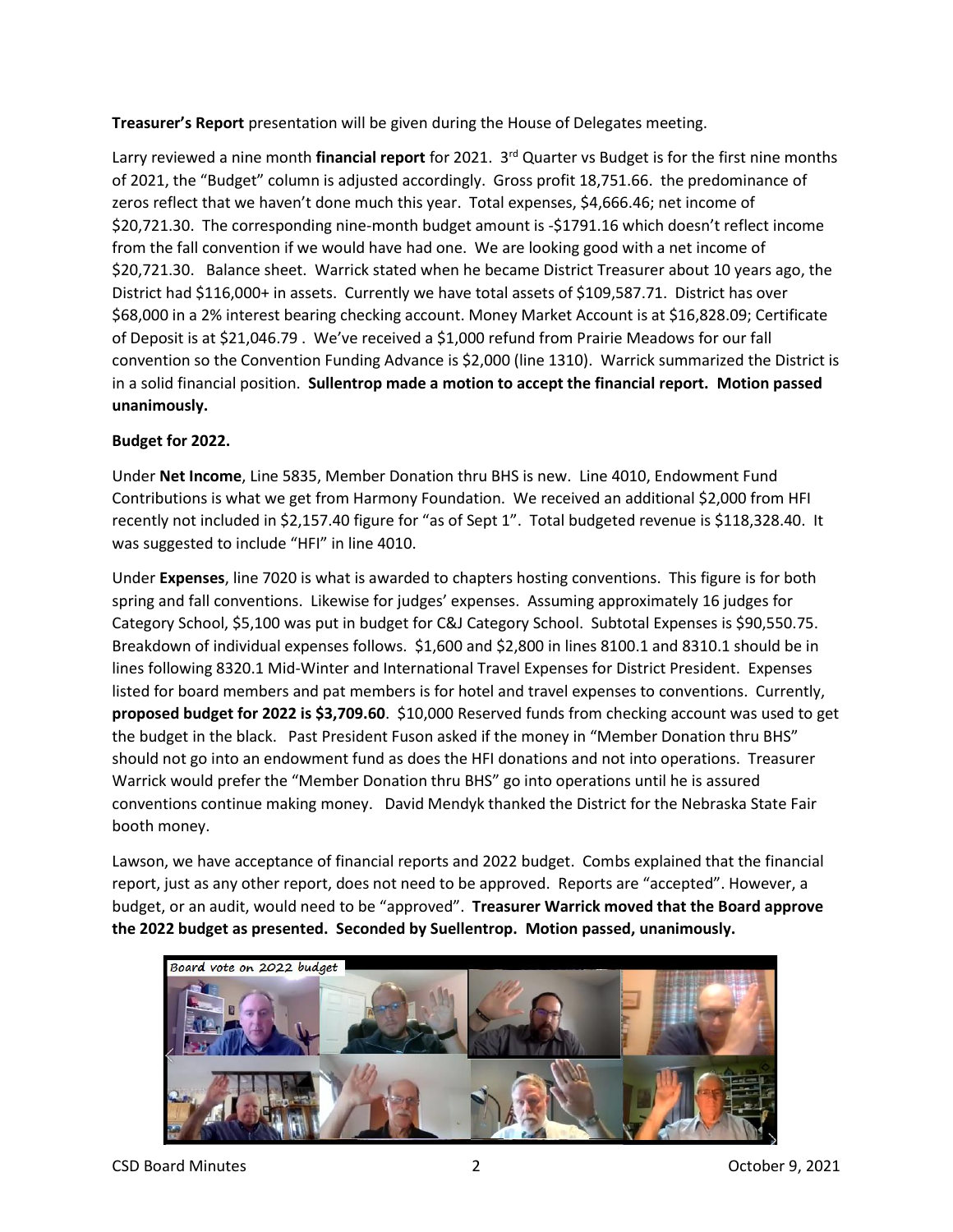**Treasurer's Report** presentation will be given during the House of Delegates meeting.

Larry reviewed a nine month **financial report** for 2021. 3rd Quarter vs Budget is for the first nine months of 2021, the "Budget" column is adjusted accordingly. Gross profit 18,751.66. the predominance of zeros reflect that we haven't done much this year. Total expenses, $4,666.46; net income of $20,721.30. The corresponding nine-month budget amount is -$1791.16 which doesn't reflect income from the fall convention if we would have had one. We are looking good with a net income of $20,721.30. Balance sheet. Warrick stated when he became District Treasurer about 10 years ago, the District had $116,000+ in assets. Currently we have total assets of $109,587.71. District has over $68,000 in a 2% interest bearing checking account. Money Market Account is at $16,828.09; Certificate of Deposit is at $21,046.79 . We've received a $1,000 refund from Prairie Meadows for our fall convention so the Convention Funding Advance is $2,000 (line 1310). Warrick summarized the District is in a solid financial position. **Sullentrop made a motion to accept the financial report. Motion passed unanimously.**

**Budget for 2022.**

Under **Net Income**, Line 5835, Member Donation thru BHS is new. Line 4010, Endowment Fund Contributions is what we get from Harmony Foundation. We received an additional $2,000 from HFI recently not included in $2,157.40 figure for "as of Sept 1". Total budgeted revenue is $118,328.40. It was suggested to include "HFI" in line 4010.

Under **Expenses**, line 7020 is what is awarded to chapters hosting conventions. This figure is for both spring and fall conventions. Likewise for judges' expenses. Assuming approximately 16 judges for Category School, $5,100 was put in budget for C&J Category School. Subtotal Expenses is $90,550.75. Breakdown of individual expenses follows. $1,600 and $2,800 in lines 8100.1 and 8310.1 should be in lines following 8320.1 Mid-Winter and International Travel Expenses for District President. Expenses listed for board members and pat members is for hotel and travel expenses to conventions. Currently, **proposed budget for 2022 is $3,709.60**. $10,000 Reserved funds from checking account was used to get the budget in the black. Past President Fuson asked if the money in "Member Donation thru BHS" should not go into an endowment fund as does the HFI donations and not into operations. Treasurer Warrick would prefer the "Member Donation thru BHS" go into operations until he is assured conventions continue making money. David Mendyk thanked the District for the Nebraska State Fair booth money.

Lawson, we have acceptance of financial reports and 2022 budget. Combs explained that the financial report, just as any other report, does not need to be approved. Reports are "accepted". However, a budget, or an audit, would need to be "approved". **Treasurer Warrick moved that the Board approve the 2022 budget as presented. Seconded by Suellentrop. Motion passed, unanimously.**

Board vote on 2022 budget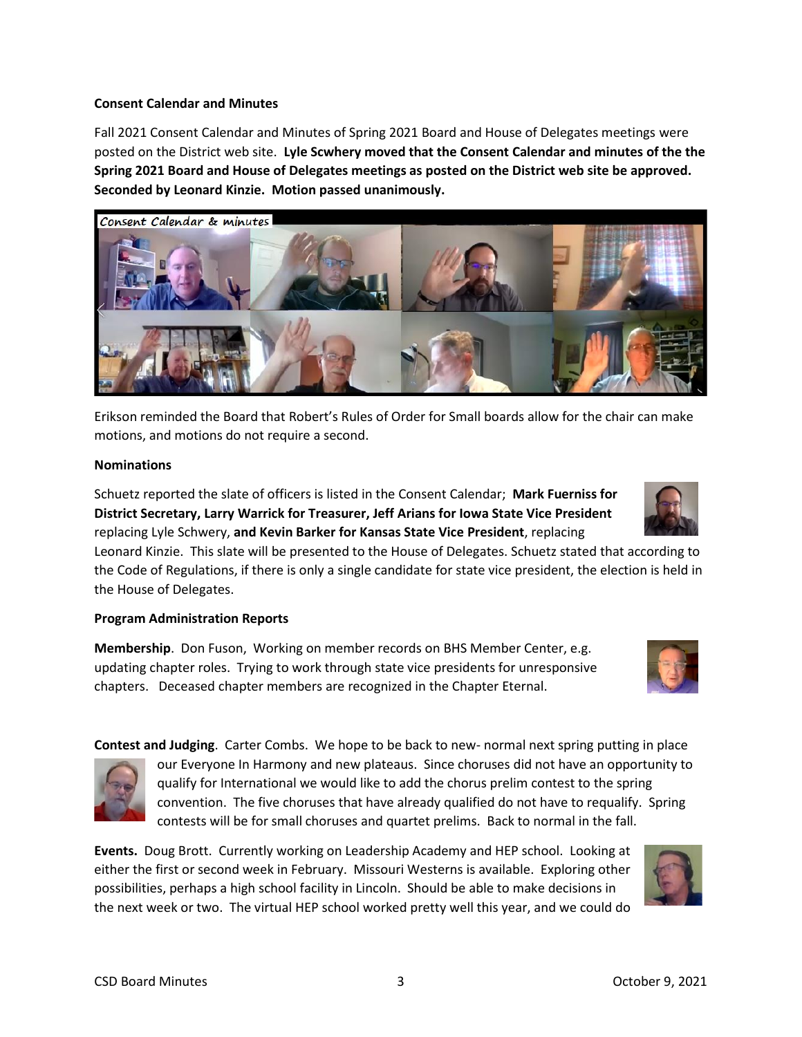**Consent Calendar and Minutes**

Fall 2021 Consent Calendar and Minutes of Spring 2021 Board and House of Delegates meetings were posted on the District web site. **Lyle Scwhery moved that the Consent Calendar and minutes of the the Spring 2021 Board and House of Delegates meetings as posted on the District web site be approved. Seconded by Leonard Kinzie. Motion passed unanimously.**

Erikson reminded the Board that Robert's Rules of Order for Small boards allow for the chair can make motions, and motions do not require a second.

**Nominations**

Schuetz reported the slate of officers is listed in the Consent Calendar; **Mark Fuerniss for District Secretary, Larry Warrick for Treasurer, Jeff Arians for Iowa State Vice President** replacing Lyle Schwery, **and Kevin Barker for Kansas State Vice President**, replacing Leonard Kinzie. This slate will be presented to the House of Delegates. Schuetz stated that according to the Code of Regulations, if there is only a single candidate for state vice president, the election is held in the House of Delegates.

**Program Administration Reports**

**Membership**. Don Fuson, Working on member records on BHS Member Center, e.g. updating chapter roles. Trying to work through state vice presidents for unresponsive chapters. Deceased chapter members are recognized in the Chapter Eternal.

**Contest and Judging**. Carter Combs. We hope to be back to new- normal next spring putting in place our Everyone In Harmony and new plateaus. Since choruses did not have an opportunity to qualify for International we would like to add the chorus prelim contest to the spring convention. The five choruses that have already qualified do not have to requalify. Spring contests will be for small choruses and quartet prelims. Back to normal in the fall.

**Events.** Doug Brott. Currently working on Leadership Academy and HEP school. Looking at either the first or second week in February. Missouri Westerns is available. Exploring other possibilities, perhaps a high school facility in Lincoln. Should be able to make decisions in the next week or two. The virtual HEP school worked pretty well this year, and we could do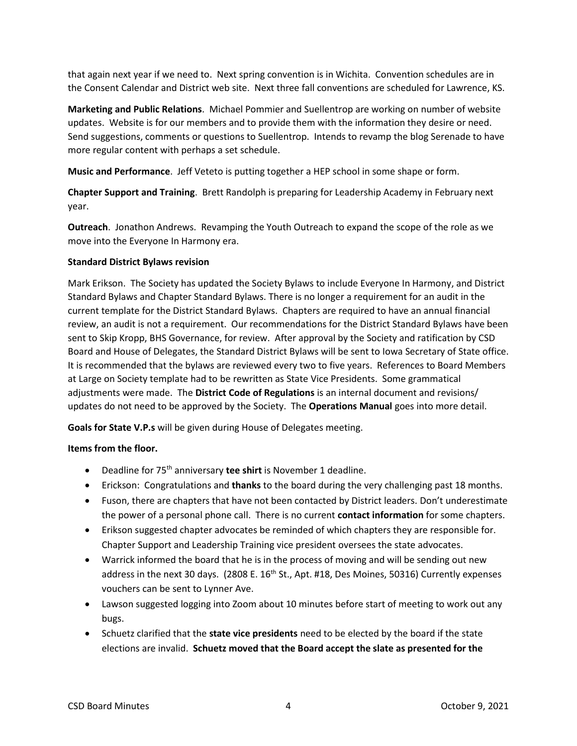that again next year if we need to. Next spring convention is in Wichita. Convention schedules are in the Consent Calendar and District web site. Next three fall conventions are scheduled for Lawrence, KS.

**Marketing and Public Relations**. Michael Pommier and Suellentrop are working on number of website updates. Website is for our members and to provide them with the information they desire or need. Send suggestions, comments or questions to Suellentrop. Intends to revamp the blog Serenade to have more regular content with perhaps a set schedule.

**Music and Performance**. Jeff Veteto is putting together a HEP school in some shape or form.

**Chapter Support and Training**. Brett Randolph is preparing for Leadership Academy in February next year.

**Outreach**. Jonathon Andrews. Revamping the Youth Outreach to expand the scope of the role as we move into the Everyone In Harmony era.

**Standard District Bylaws revision**

Mark Erikson. The Society has updated the Society Bylaws to include Everyone In Harmony, and District Standard Bylaws and Chapter Standard Bylaws. There is no longer a requirement for an audit in the current template for the District Standard Bylaws. Chapters are required to have an annual financial review, an audit is not a requirement. Our recommendations for the District Standard Bylaws have been sent to Skip Kropp, BHS Governance, for review. After approval by the Society and ratification by CSD Board and House of Delegates, the Standard District Bylaws will be sent to Iowa Secretary of State office. It is recommended that the bylaws are reviewed every two to five years. References to Board Members at Large on Society template had to be rewritten as State Vice Presidents. Some grammatical adjustments were made. The **District Code of Regulations** is an internal document and revisions/ updates do not need to be approved by the Society. The **Operations Manual** goes into more detail.

**Goals for State V.P.s** will be given during House of Delegates meeting.

**Items from the floor.**

- Deadline for 75th anniversary **tee shirt** is November 1 deadline.
- Erickson: Congratulations and **thanks** to the board during the very challenging past 18 months.
- Fuson, there are chapters that have not been contacted by District leaders. Don't underestimate the power of a personal phone call. There is no current **contact information** for some chapters.
- Erikson suggested chapter advocates be reminded of which chapters they are responsible for. Chapter Support and Leadership Training vice president oversees the state advocates.
- Warrick informed the board that he is in the process of moving and will be sending out new address in the next 30 days. (2808 E. 16th St., Apt. #18, Des Moines, 50316) Currently expenses vouchers can be sent to Lynner Ave.
- Lawson suggested logging into Zoom about 10 minutes before start of meeting to work out any bugs.
- Schuetz clarified that the **state vice presidents** need to be elected by the board if the state elections are invalid. **Schuetz moved that the Board accept the slate as presented for the**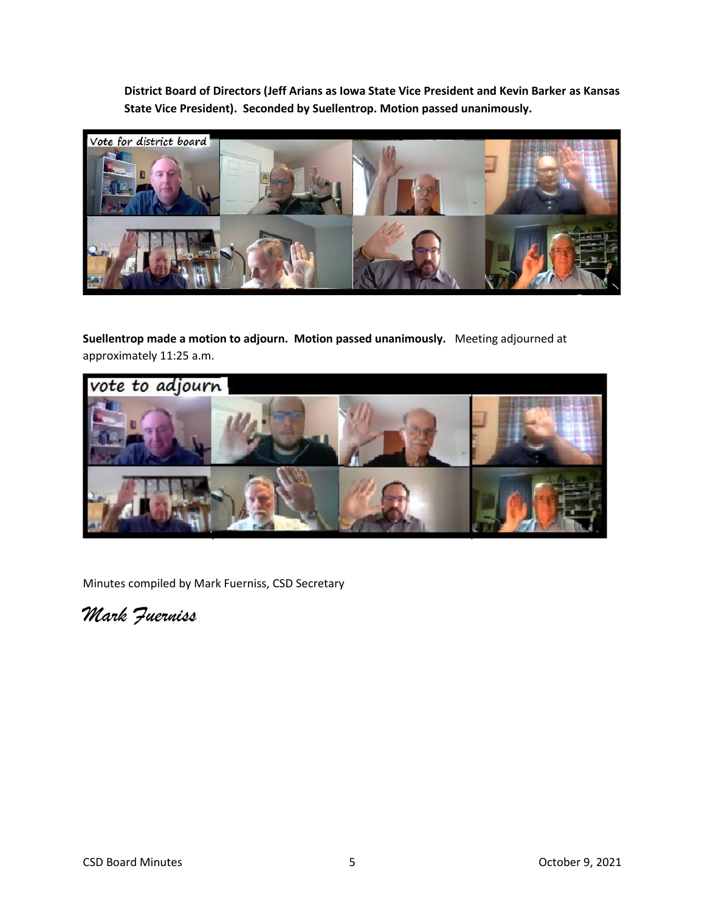**District Board of Directors (Jeff Arians as Iowa State Vice President and Kevin Barker as Kansas State Vice President). Seconded by Suellentrop. Motion passed unanimously.**

**Suellentrop made a motion to adjourn. Motion passed unanimously.** Meeting adjourned at approximately 11:25 a.m.

Minutes compiled by Mark Fuerniss, CSD Secretary

*Mark Fuerniss*